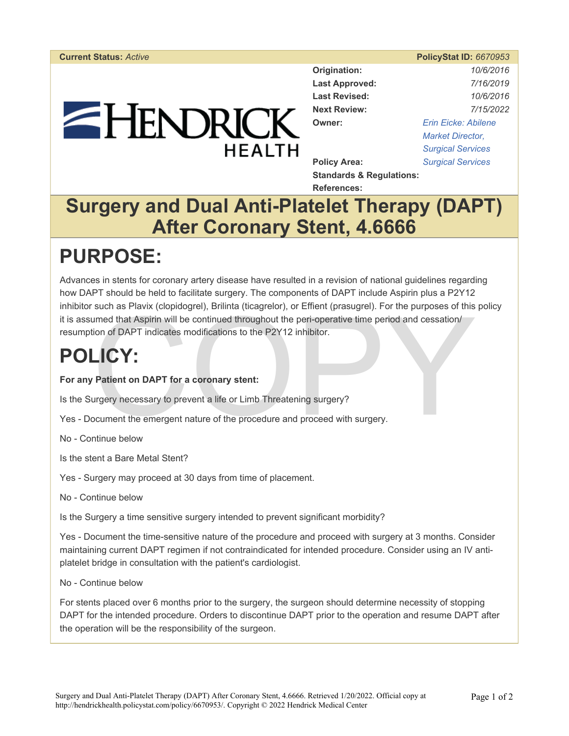**Current Status:** *Active* | **PolicyStat ID:** *6670953*

HENDRICK HEALTH

| | |
|---|---|
| **Origination:** | *10/6/2016* |
| **Last Approved:** | *7/16/2019* |
| **Last Revised:** | *10/6/2016* |
| **Next Review:** | *7/15/2022* |
| **Owner:** | *Erin Eicke: Abilene Market Director, Surgical Services* |
| **Policy Area:** | *Surgical Services* |
| **Standards & Regulations:** | |
| **References:** | |

# Surgery and Dual Anti-Platelet Therapy (DAPT) After Coronary Stent, 4.6666

# PURPOSE:

Advances in stents for coronary artery disease have resulted in a revision of national guidelines regarding how DAPT should be held to facilitate surgery. The components of DAPT include Aspirin plus a P2Y12 inhibitor such as Plavix (clopidogrel), Brilinta (ticagrelor), or Effient (prasugrel). For the purposes of this policy it is assumed that Aspirin will be continued throughout the peri-operative time period and cessation/ resumption of DAPT indicates modifications to the P2Y12 inhibitor.

# POLICY:

**For any Patient on DAPT for a coronary stent:**

Is the Surgery necessary to prevent a life or Limb Threatening surgery?

Yes - Document the emergent nature of the procedure and proceed with surgery.

No - Continue below

Is the stent a Bare Metal Stent?

Yes - Surgery may proceed at 30 days from time of placement.

No - Continue below

Is the Surgery a time sensitive surgery intended to prevent significant morbidity?

Yes - Document the time-sensitive nature of the procedure and proceed with surgery at 3 months. Consider maintaining current DAPT regimen if not contraindicated for intended procedure. Consider using an IV anti-platelet bridge in consultation with the patient's cardiologist.

No - Continue below

For stents placed over 6 months prior to the surgery, the surgeon should determine necessity of stopping DAPT for the intended procedure. Orders to discontinue DAPT prior to the operation and resume DAPT after the operation will be the responsibility of the surgeon.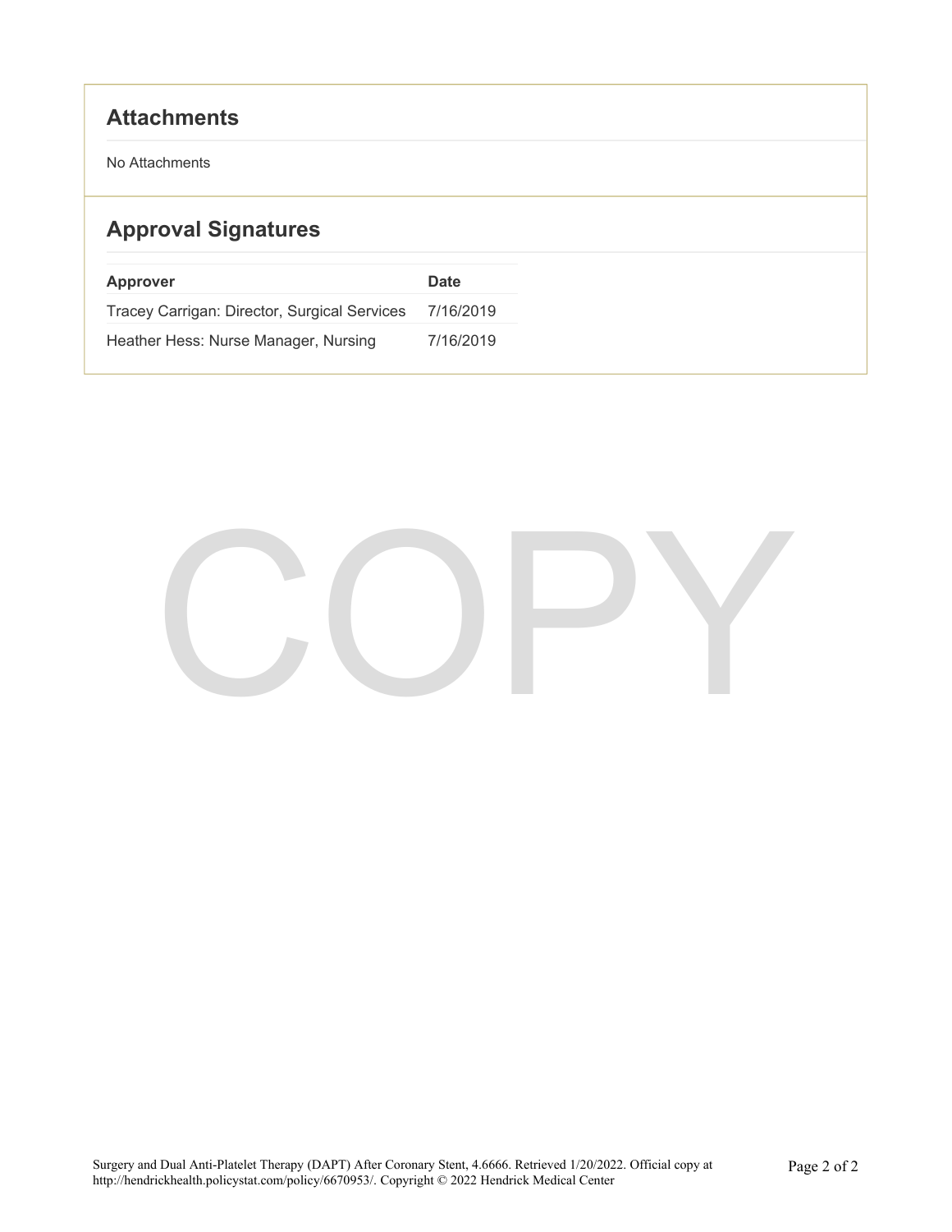## Attachments

No Attachments

## Approval Signatures

| Approver | Date |
| --- | --- |
| Tracey Carrigan: Director, Surgical Services | 7/16/2019 |
| Heather Hess: Nurse Manager, Nursing | 7/16/2019 |